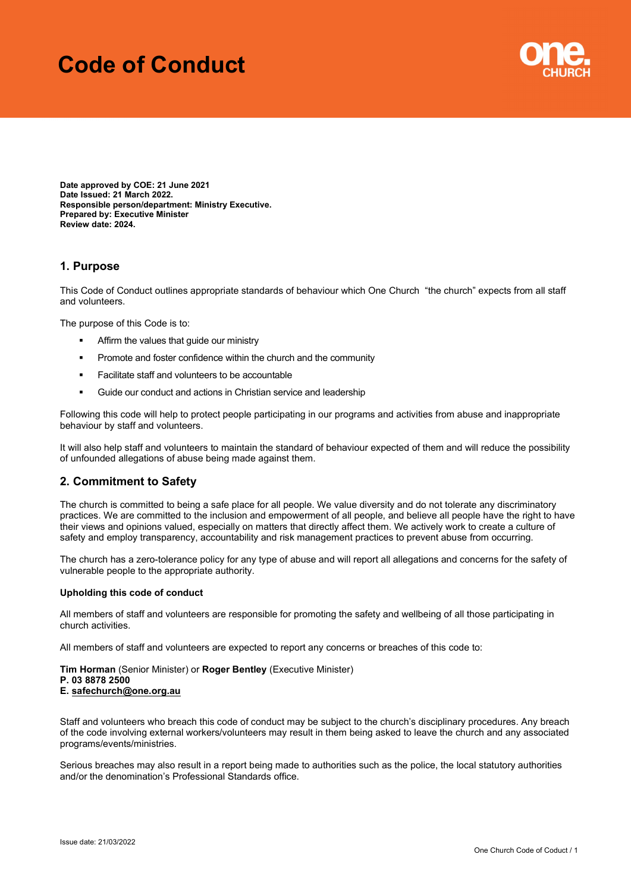# Code of Conduct

**Date approved by COE: 21 June 2021**
**Date Issued: 21 March 2022.**
**Responsible person/department: Ministry Executive.**
**Prepared by: Executive Minister**
**Review date: 2024.**

## 1. Purpose

This Code of Conduct outlines appropriate standards of behaviour which One Church "the church" expects from all staff and volunteers.

The purpose of this Code is to:

- Affirm the values that guide our ministry
- Promote and foster confidence within the church and the community
- Facilitate staff and volunteers to be accountable
- Guide our conduct and actions in Christian service and leadership

Following this code will help to protect people participating in our programs and activities from abuse and inappropriate behaviour by staff and volunteers.

It will also help staff and volunteers to maintain the standard of behaviour expected of them and will reduce the possibility of unfounded allegations of abuse being made against them.

## 2. Commitment to Safety

The church is committed to being a safe place for all people. We value diversity and do not tolerate any discriminatory practices. We are committed to the inclusion and empowerment of all people, and believe all people have the right to have their views and opinions valued, especially on matters that directly affect them. We actively work to create a culture of safety and employ transparency, accountability and risk management practices to prevent abuse from occurring.

The church has a zero-tolerance policy for any type of abuse and will report all allegations and concerns for the safety of vulnerable people to the appropriate authority.

**Upholding this code of conduct**

All members of staff and volunteers are responsible for promoting the safety and wellbeing of all those participating in church activities.

All members of staff and volunteers are expected to report any concerns or breaches of this code to:

**Tim Horman** (Senior Minister) or **Roger Bentley** (Executive Minister)
**P. 03 8878 2500**
**E. safechurch@one.org.au**

Staff and volunteers who breach this code of conduct may be subject to the church's disciplinary procedures. Any breach of the code involving external workers/volunteers may result in them being asked to leave the church and any associated programs/events/ministries.

Serious breaches may also result in a report being made to authorities such as the police, the local statutory authorities and/or the denomination's Professional Standards office.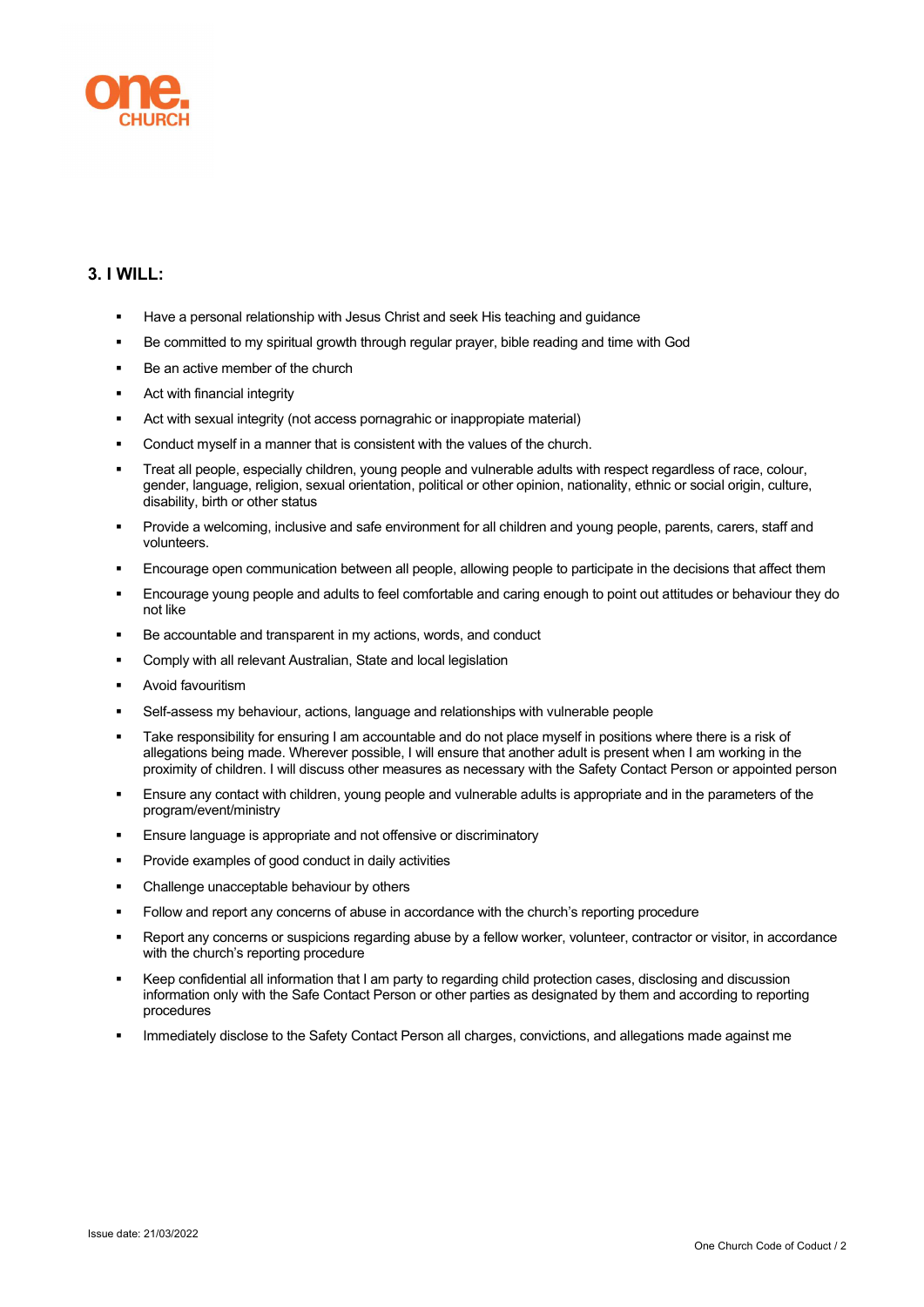## 3. I WILL:

- Have a personal relationship with Jesus Christ and seek His teaching and guidance
- Be committed to my spiritual growth through regular prayer, bible reading and time with God
- Be an active member of the church
- Act with financial integrity
- Act with sexual integrity (not access pornagrahic or inappropiate material)
- Conduct myself in a manner that is consistent with the values of the church.
- Treat all people, especially children, young people and vulnerable adults with respect regardless of race, colour, gender, language, religion, sexual orientation, political or other opinion, nationality, ethnic or social origin, culture, disability, birth or other status
- Provide a welcoming, inclusive and safe environment for all children and young people, parents, carers, staff and volunteers.
- Encourage open communication between all people, allowing people to participate in the decisions that affect them
- Encourage young people and adults to feel comfortable and caring enough to point out attitudes or behaviour they do not like
- Be accountable and transparent in my actions, words, and conduct
- Comply with all relevant Australian, State and local legislation
- Avoid favouritism
- Self-assess my behaviour, actions, language and relationships with vulnerable people
- Take responsibility for ensuring I am accountable and do not place myself in positions where there is a risk of allegations being made. Wherever possible, I will ensure that another adult is present when I am working in the proximity of children. I will discuss other measures as necessary with the Safety Contact Person or appointed person
- Ensure any contact with children, young people and vulnerable adults is appropriate and in the parameters of the program/event/ministry
- Ensure language is appropriate and not offensive or discriminatory
- Provide examples of good conduct in daily activities
- Challenge unacceptable behaviour by others
- Follow and report any concerns of abuse in accordance with the church's reporting procedure
- Report any concerns or suspicions regarding abuse by a fellow worker, volunteer, contractor or visitor, in accordance with the church's reporting procedure
- Keep confidential all information that I am party to regarding child protection cases, disclosing and discussion information only with the Safe Contact Person or other parties as designated by them and according to reporting procedures
- Immediately disclose to the Safety Contact Person all charges, convictions, and allegations made against me

Issue date: 21/03/2022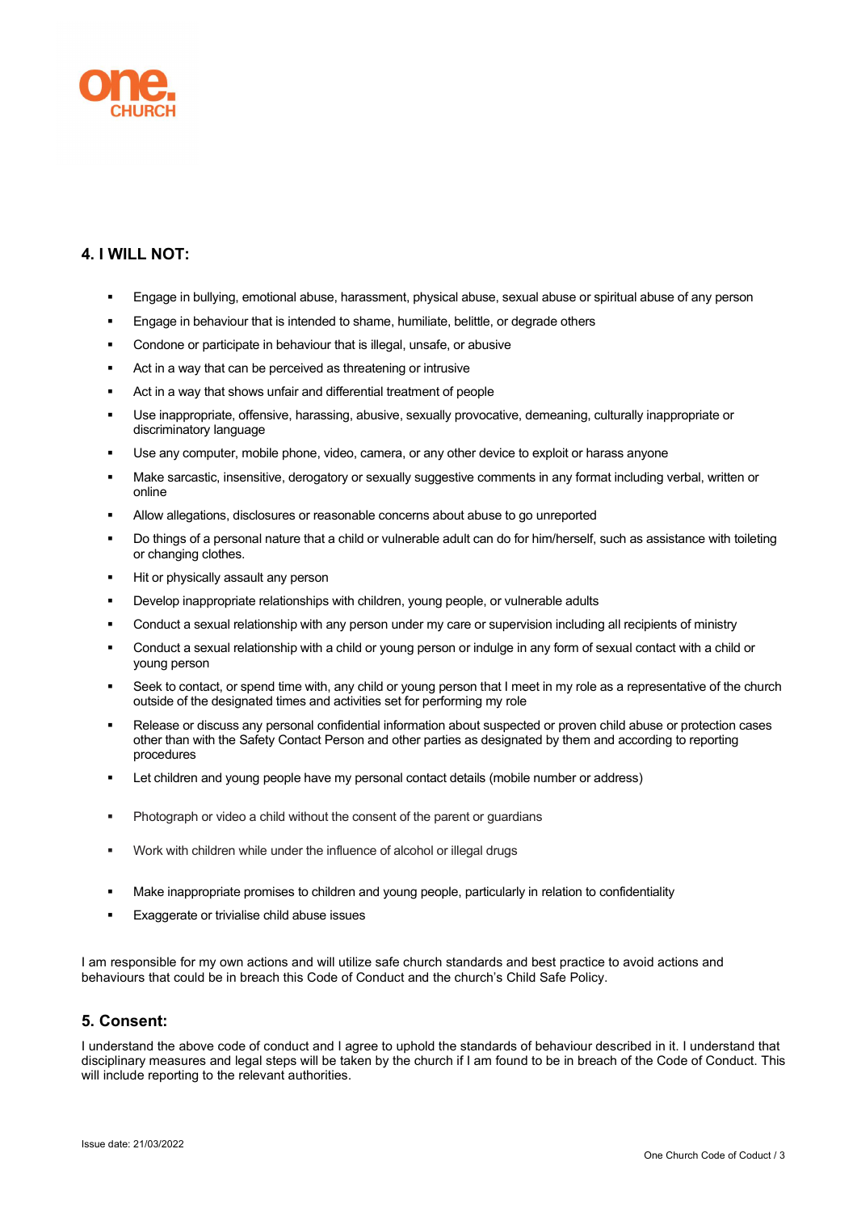## 4. I WILL NOT:

- Engage in bullying, emotional abuse, harassment, physical abuse, sexual abuse or spiritual abuse of any person
- Engage in behaviour that is intended to shame, humiliate, belittle, or degrade others
- Condone or participate in behaviour that is illegal, unsafe, or abusive
- Act in a way that can be perceived as threatening or intrusive
- Act in a way that shows unfair and differential treatment of people
- Use inappropriate, offensive, harassing, abusive, sexually provocative, demeaning, culturally inappropriate or discriminatory language
- Use any computer, mobile phone, video, camera, or any other device to exploit or harass anyone
- Make sarcastic, insensitive, derogatory or sexually suggestive comments in any format including verbal, written or online
- Allow allegations, disclosures or reasonable concerns about abuse to go unreported
- Do things of a personal nature that a child or vulnerable adult can do for him/herself, such as assistance with toileting or changing clothes.
- Hit or physically assault any person
- Develop inappropriate relationships with children, young people, or vulnerable adults
- Conduct a sexual relationship with any person under my care or supervision including all recipients of ministry
- Conduct a sexual relationship with a child or young person or indulge in any form of sexual contact with a child or young person
- Seek to contact, or spend time with, any child or young person that I meet in my role as a representative of the church outside of the designated times and activities set for performing my role
- Release or discuss any personal confidential information about suspected or proven child abuse or protection cases other than with the Safety Contact Person and other parties as designated by them and according to reporting procedures
- Let children and young people have my personal contact details (mobile number or address)
- Photograph or video a child without the consent of the parent or guardians
- Work with children while under the influence of alcohol or illegal drugs
- Make inappropriate promises to children and young people, particularly in relation to confidentiality
- Exaggerate or trivialise child abuse issues

I am responsible for my own actions and will utilize safe church standards and best practice to avoid actions and behaviours that could be in breach this Code of Conduct and the church's Child Safe Policy.

## 5. Consent:

I understand the above code of conduct and I agree to uphold the standards of behaviour described in it. I understand that disciplinary measures and legal steps will be taken by the church if I am found to be in breach of the Code of Conduct. This will include reporting to the relevant authorities.

Issue date: 21/03/2022